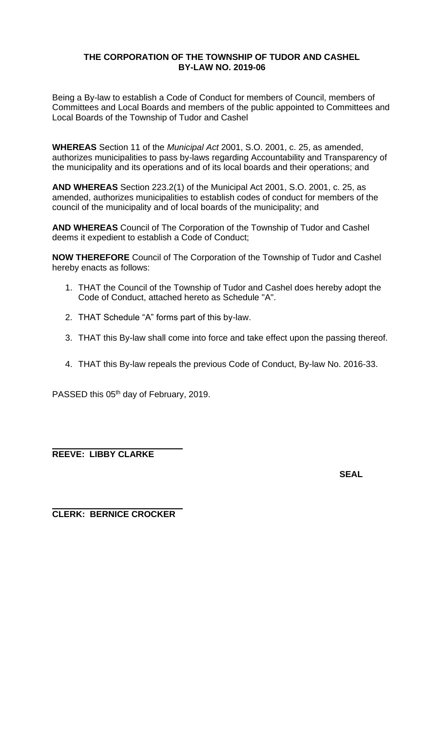**THE CORPORATION OF THE TOWNSHIP OF TUDOR AND CASHEL**
**BY-LAW NO. 2019-06**

Being a By-law to establish a Code of Conduct for members of Council, members of Committees and Local Boards and members of the public appointed to Committees and Local Boards of the Township of Tudor and Cashel

**WHEREAS** Section 11 of the *Municipal Act* 2001, S.O. 2001, c. 25, as amended, authorizes municipalities to pass by-laws regarding Accountability and Transparency of the municipality and its operations and of its local boards and their operations; and

**AND WHEREAS** Section 223.2(1) of the Municipal Act 2001, S.O. 2001, c. 25, as amended, authorizes municipalities to establish codes of conduct for members of the council of the municipality and of local boards of the municipality; and

**AND WHEREAS** Council of The Corporation of the Township of Tudor and Cashel deems it expedient to establish a Code of Conduct;

**NOW THEREFORE** Council of The Corporation of the Township of Tudor and Cashel hereby enacts as follows:

1. THAT the Council of the Township of Tudor and Cashel does hereby adopt the Code of Conduct, attached hereto as Schedule "A".
2. THAT Schedule "A" forms part of this by-law.
3. THAT this By-law shall come into force and take effect upon the passing thereof.
4. THAT this By-law repeals the previous Code of Conduct, By-law No. 2016-33.

PASSED this 05th day of February, 2019.

**REEVE: LIBBY CLARKE**

**SEAL**

**CLERK: BERNICE CROCKER**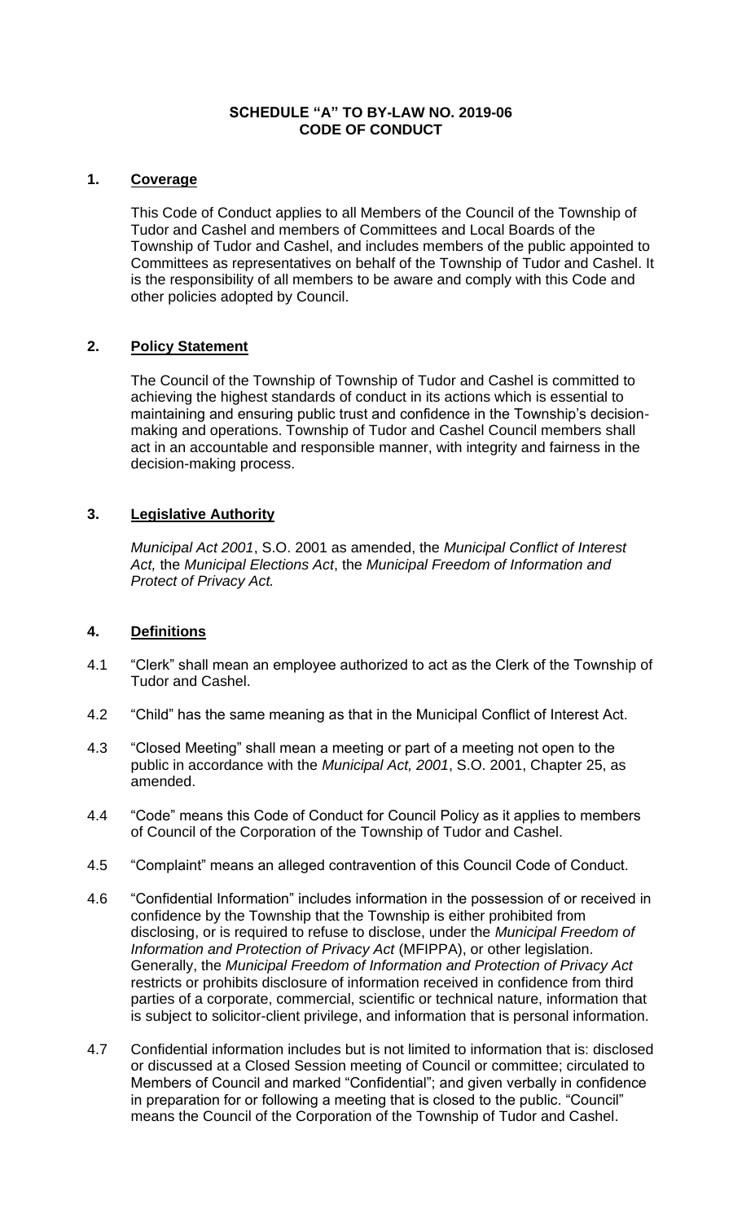**SCHEDULE "A" TO BY-LAW NO. 2019-06**
**CODE OF CONDUCT**

## 1. Coverage

This Code of Conduct applies to all Members of the Council of the Township of Tudor and Cashel and members of Committees and Local Boards of the Township of Tudor and Cashel, and includes members of the public appointed to Committees as representatives on behalf of the Township of Tudor and Cashel. It is the responsibility of all members to be aware and comply with this Code and other policies adopted by Council.

## 2. Policy Statement

The Council of the Township of Township of Tudor and Cashel is committed to achieving the highest standards of conduct in its actions which is essential to maintaining and ensuring public trust and confidence in the Township's decision-making and operations. Township of Tudor and Cashel Council members shall act in an accountable and responsible manner, with integrity and fairness in the decision-making process.

## 3. Legislative Authority

*Municipal Act 2001*, S.O. 2001 as amended, the *Municipal Conflict of Interest Act,* the *Municipal Elections Act*, the *Municipal Freedom of Information and Protect of Privacy Act.*

## 4. Definitions

4.1 "Clerk" shall mean an employee authorized to act as the Clerk of the Township of Tudor and Cashel.

4.2 "Child" has the same meaning as that in the Municipal Conflict of Interest Act.

4.3 "Closed Meeting" shall mean a meeting or part of a meeting not open to the public in accordance with the *Municipal Act, 2001*, S.O. 2001, Chapter 25, as amended.

4.4 "Code" means this Code of Conduct for Council Policy as it applies to members of Council of the Corporation of the Township of Tudor and Cashel.

4.5 "Complaint" means an alleged contravention of this Council Code of Conduct.

4.6 "Confidential Information" includes information in the possession of or received in confidence by the Township that the Township is either prohibited from disclosing, or is required to refuse to disclose, under the *Municipal Freedom of Information and Protection of Privacy Act* (MFIPPA), or other legislation. Generally, the *Municipal Freedom of Information and Protection of Privacy Act* restricts or prohibits disclosure of information received in confidence from third parties of a corporate, commercial, scientific or technical nature, information that is subject to solicitor-client privilege, and information that is personal information.

4.7 Confidential information includes but is not limited to information that is: disclosed or discussed at a Closed Session meeting of Council or committee; circulated to Members of Council and marked "Confidential"; and given verbally in confidence in preparation for or following a meeting that is closed to the public. "Council" means the Council of the Corporation of the Township of Tudor and Cashel.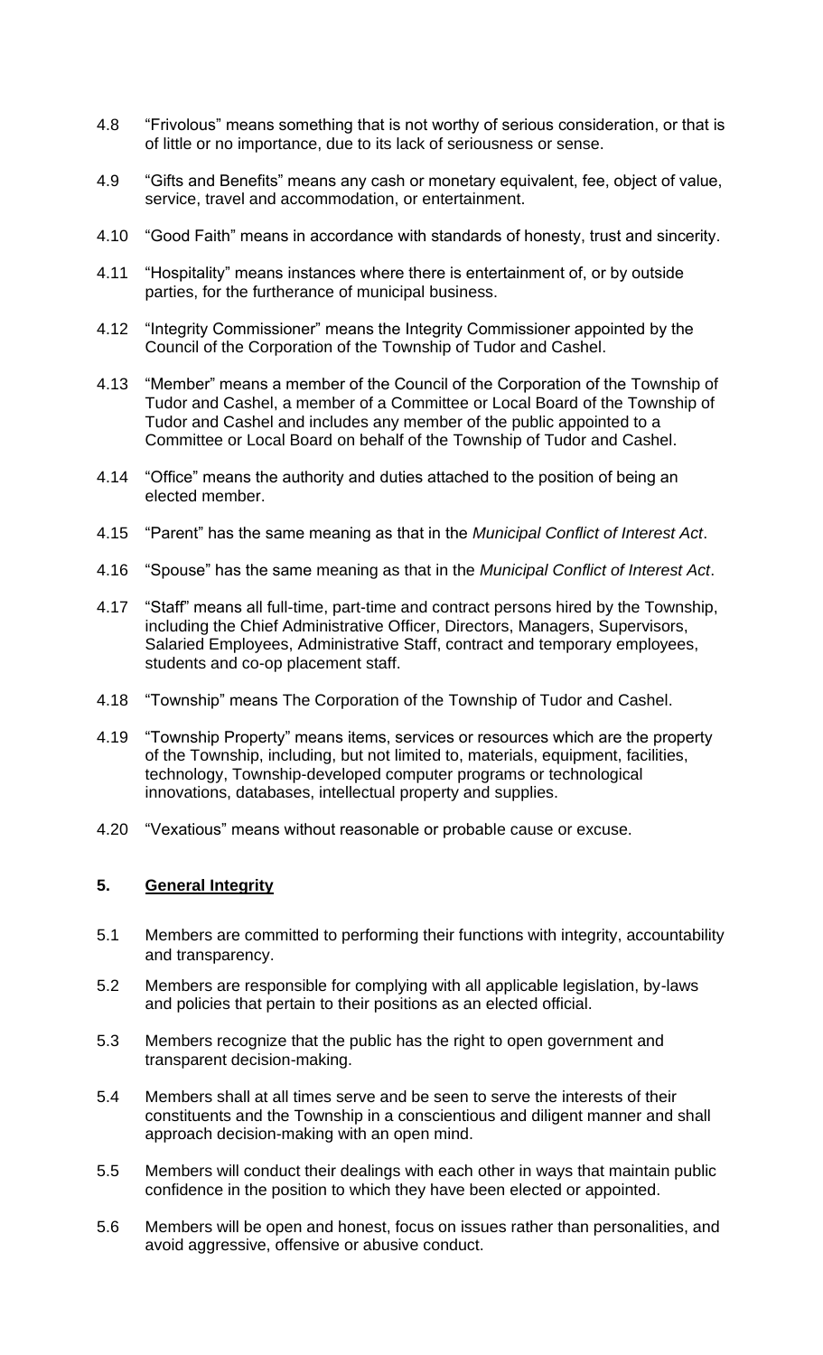4.8 "Frivolous" means something that is not worthy of serious consideration, or that is of little or no importance, due to its lack of seriousness or sense.

4.9 "Gifts and Benefits" means any cash or monetary equivalent, fee, object of value, service, travel and accommodation, or entertainment.

4.10 "Good Faith" means in accordance with standards of honesty, trust and sincerity.

4.11 "Hospitality" means instances where there is entertainment of, or by outside parties, for the furtherance of municipal business.

4.12 "Integrity Commissioner" means the Integrity Commissioner appointed by the Council of the Corporation of the Township of Tudor and Cashel.

4.13 "Member" means a member of the Council of the Corporation of the Township of Tudor and Cashel, a member of a Committee or Local Board of the Township of Tudor and Cashel and includes any member of the public appointed to a Committee or Local Board on behalf of the Township of Tudor and Cashel.

4.14 "Office" means the authority and duties attached to the position of being an elected member.

4.15 "Parent" has the same meaning as that in the *Municipal Conflict of Interest Act*.

4.16 "Spouse" has the same meaning as that in the *Municipal Conflict of Interest Act*.

4.17 "Staff" means all full-time, part-time and contract persons hired by the Township, including the Chief Administrative Officer, Directors, Managers, Supervisors, Salaried Employees, Administrative Staff, contract and temporary employees, students and co-op placement staff.

4.18 "Township" means The Corporation of the Township of Tudor and Cashel.

4.19 "Township Property" means items, services or resources which are the property of the Township, including, but not limited to, materials, equipment, facilities, technology, Township-developed computer programs or technological innovations, databases, intellectual property and supplies.

4.20 "Vexatious" means without reasonable or probable cause or excuse.

## 5. General Integrity

5.1 Members are committed to performing their functions with integrity, accountability and transparency.

5.2 Members are responsible for complying with all applicable legislation, by-laws and policies that pertain to their positions as an elected official.

5.3 Members recognize that the public has the right to open government and transparent decision-making.

5.4 Members shall at all times serve and be seen to serve the interests of their constituents and the Township in a conscientious and diligent manner and shall approach decision-making with an open mind.

5.5 Members will conduct their dealings with each other in ways that maintain public confidence in the position to which they have been elected or appointed.

5.6 Members will be open and honest, focus on issues rather than personalities, and avoid aggressive, offensive or abusive conduct.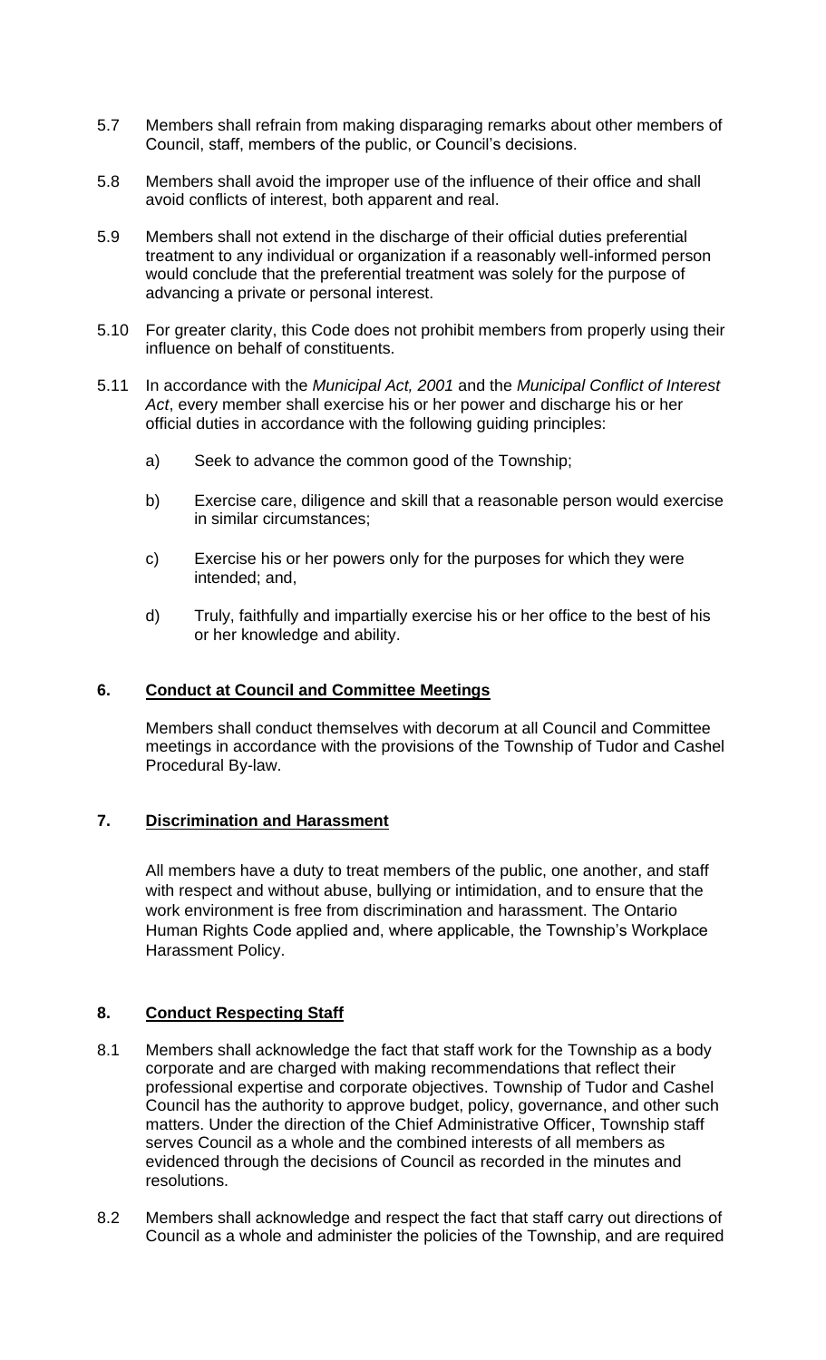5.7 Members shall refrain from making disparaging remarks about other members of Council, staff, members of the public, or Council's decisions.

5.8 Members shall avoid the improper use of the influence of their office and shall avoid conflicts of interest, both apparent and real.

5.9 Members shall not extend in the discharge of their official duties preferential treatment to any individual or organization if a reasonably well-informed person would conclude that the preferential treatment was solely for the purpose of advancing a private or personal interest.

5.10 For greater clarity, this Code does not prohibit members from properly using their influence on behalf of constituents.

5.11 In accordance with the *Municipal Act, 2001* and the *Municipal Conflict of Interest Act*, every member shall exercise his or her power and discharge his or her official duties in accordance with the following guiding principles:

a) Seek to advance the common good of the Township;

b) Exercise care, diligence and skill that a reasonable person would exercise in similar circumstances;

c) Exercise his or her powers only for the purposes for which they were intended; and,

d) Truly, faithfully and impartially exercise his or her office to the best of his or her knowledge and ability.

## 6. Conduct at Council and Committee Meetings

Members shall conduct themselves with decorum at all Council and Committee meetings in accordance with the provisions of the Township of Tudor and Cashel Procedural By-law.

## 7. Discrimination and Harassment

All members have a duty to treat members of the public, one another, and staff with respect and without abuse, bullying or intimidation, and to ensure that the work environment is free from discrimination and harassment. The Ontario Human Rights Code applied and, where applicable, the Township's Workplace Harassment Policy.

## 8. Conduct Respecting Staff

8.1 Members shall acknowledge the fact that staff work for the Township as a body corporate and are charged with making recommendations that reflect their professional expertise and corporate objectives. Township of Tudor and Cashel Council has the authority to approve budget, policy, governance, and other such matters. Under the direction of the Chief Administrative Officer, Township staff serves Council as a whole and the combined interests of all members as evidenced through the decisions of Council as recorded in the minutes and resolutions.

8.2 Members shall acknowledge and respect the fact that staff carry out directions of Council as a whole and administer the policies of the Township, and are required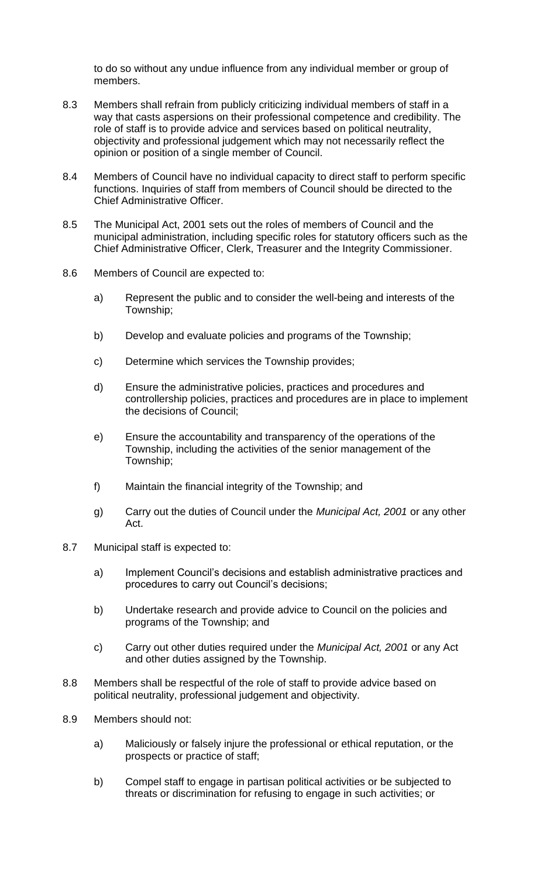to do so without any undue influence from any individual member or group of members.

8.3 Members shall refrain from publicly criticizing individual members of staff in a way that casts aspersions on their professional competence and credibility. The role of staff is to provide advice and services based on political neutrality, objectivity and professional judgement which may not necessarily reflect the opinion or position of a single member of Council.

8.4 Members of Council have no individual capacity to direct staff to perform specific functions. Inquiries of staff from members of Council should be directed to the Chief Administrative Officer.

8.5 The Municipal Act, 2001 sets out the roles of members of Council and the municipal administration, including specific roles for statutory officers such as the Chief Administrative Officer, Clerk, Treasurer and the Integrity Commissioner.

8.6 Members of Council are expected to:

a) Represent the public and to consider the well-being and interests of the Township;

b) Develop and evaluate policies and programs of the Township;

c) Determine which services the Township provides;

d) Ensure the administrative policies, practices and procedures and controllership policies, practices and procedures are in place to implement the decisions of Council;

e) Ensure the accountability and transparency of the operations of the Township, including the activities of the senior management of the Township;

f) Maintain the financial integrity of the Township; and

g) Carry out the duties of Council under the *Municipal Act, 2001* or any other Act.

8.7 Municipal staff is expected to:

a) Implement Council's decisions and establish administrative practices and procedures to carry out Council's decisions;

b) Undertake research and provide advice to Council on the policies and programs of the Township; and

c) Carry out other duties required under the *Municipal Act, 2001* or any Act and other duties assigned by the Township.

8.8 Members shall be respectful of the role of staff to provide advice based on political neutrality, professional judgement and objectivity.

8.9 Members should not:

a) Maliciously or falsely injure the professional or ethical reputation, or the prospects or practice of staff;

b) Compel staff to engage in partisan political activities or be subjected to threats or discrimination for refusing to engage in such activities; or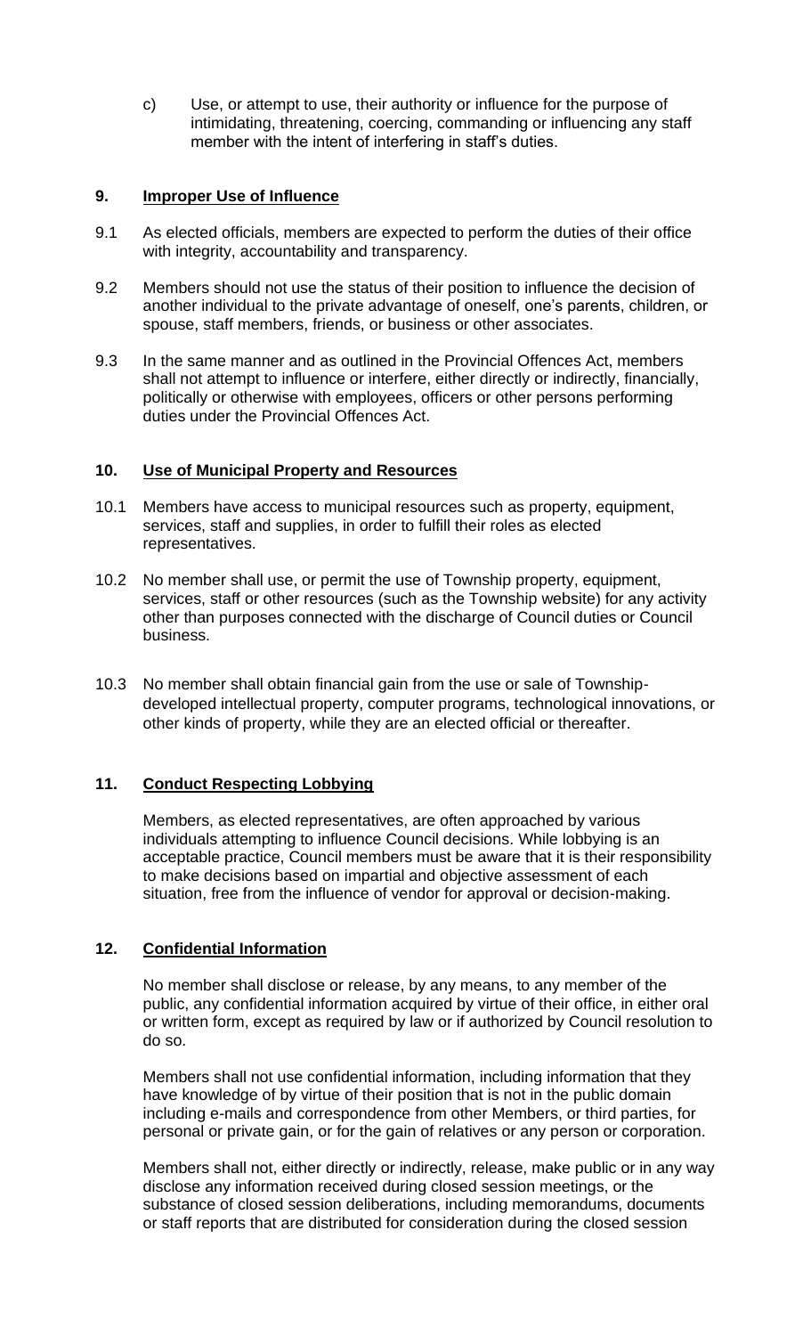c) Use, or attempt to use, their authority or influence for the purpose of intimidating, threatening, coercing, commanding or influencing any staff member with the intent of interfering in staff's duties.

## 9. Improper Use of Influence

9.1 As elected officials, members are expected to perform the duties of their office with integrity, accountability and transparency.

9.2 Members should not use the status of their position to influence the decision of another individual to the private advantage of oneself, one's parents, children, or spouse, staff members, friends, or business or other associates.

9.3 In the same manner and as outlined in the Provincial Offences Act, members shall not attempt to influence or interfere, either directly or indirectly, financially, politically or otherwise with employees, officers or other persons performing duties under the Provincial Offences Act.

## 10. Use of Municipal Property and Resources

10.1 Members have access to municipal resources such as property, equipment, services, staff and supplies, in order to fulfill their roles as elected representatives.

10.2 No member shall use, or permit the use of Township property, equipment, services, staff or other resources (such as the Township website) for any activity other than purposes connected with the discharge of Council duties or Council business.

10.3 No member shall obtain financial gain from the use or sale of Township-developed intellectual property, computer programs, technological innovations, or other kinds of property, while they are an elected official or thereafter.

## 11. Conduct Respecting Lobbying

Members, as elected representatives, are often approached by various individuals attempting to influence Council decisions. While lobbying is an acceptable practice, Council members must be aware that it is their responsibility to make decisions based on impartial and objective assessment of each situation, free from the influence of vendor for approval or decision-making.

## 12. Confidential Information

No member shall disclose or release, by any means, to any member of the public, any confidential information acquired by virtue of their office, in either oral or written form, except as required by law or if authorized by Council resolution to do so.

Members shall not use confidential information, including information that they have knowledge of by virtue of their position that is not in the public domain including e-mails and correspondence from other Members, or third parties, for personal or private gain, or for the gain of relatives or any person or corporation.

Members shall not, either directly or indirectly, release, make public or in any way disclose any information received during closed session meetings, or the substance of closed session deliberations, including memorandums, documents or staff reports that are distributed for consideration during the closed session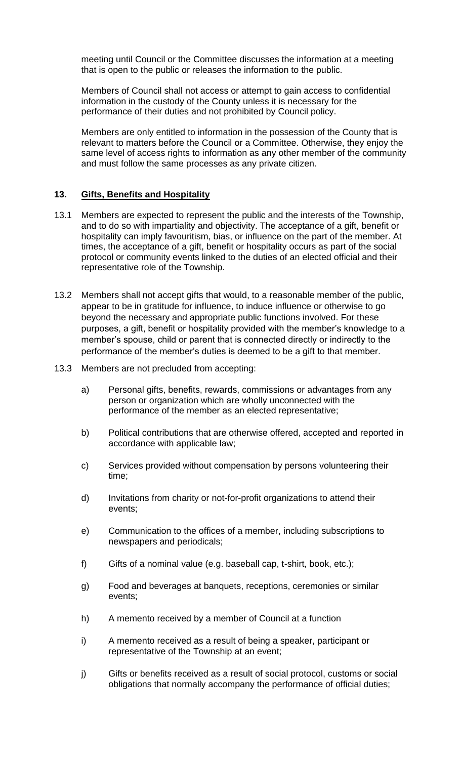meeting until Council or the Committee discusses the information at a meeting that is open to the public or releases the information to the public.

Members of Council shall not access or attempt to gain access to confidential information in the custody of the County unless it is necessary for the performance of their duties and not prohibited by Council policy.

Members are only entitled to information in the possession of the County that is relevant to matters before the Council or a Committee. Otherwise, they enjoy the same level of access rights to information as any other member of the community and must follow the same processes as any private citizen.

## 13. Gifts, Benefits and Hospitality

13.1 Members are expected to represent the public and the interests of the Township, and to do so with impartiality and objectivity. The acceptance of a gift, benefit or hospitality can imply favouritism, bias, or influence on the part of the member. At times, the acceptance of a gift, benefit or hospitality occurs as part of the social protocol or community events linked to the duties of an elected official and their representative role of the Township.

13.2 Members shall not accept gifts that would, to a reasonable member of the public, appear to be in gratitude for influence, to induce influence or otherwise to go beyond the necessary and appropriate public functions involved. For these purposes, a gift, benefit or hospitality provided with the member's knowledge to a member's spouse, child or parent that is connected directly or indirectly to the performance of the member's duties is deemed to be a gift to that member.

13.3 Members are not precluded from accepting:

a) Personal gifts, benefits, rewards, commissions or advantages from any person or organization which are wholly unconnected with the performance of the member as an elected representative;

b) Political contributions that are otherwise offered, accepted and reported in accordance with applicable law;

c) Services provided without compensation by persons volunteering their time;

d) Invitations from charity or not-for-profit organizations to attend their events;

e) Communication to the offices of a member, including subscriptions to newspapers and periodicals;

f) Gifts of a nominal value (e.g. baseball cap, t-shirt, book, etc.);

g) Food and beverages at banquets, receptions, ceremonies or similar events;

h) A memento received by a member of Council at a function

i) A memento received as a result of being a speaker, participant or representative of the Township at an event;

j) Gifts or benefits received as a result of social protocol, customs or social obligations that normally accompany the performance of official duties;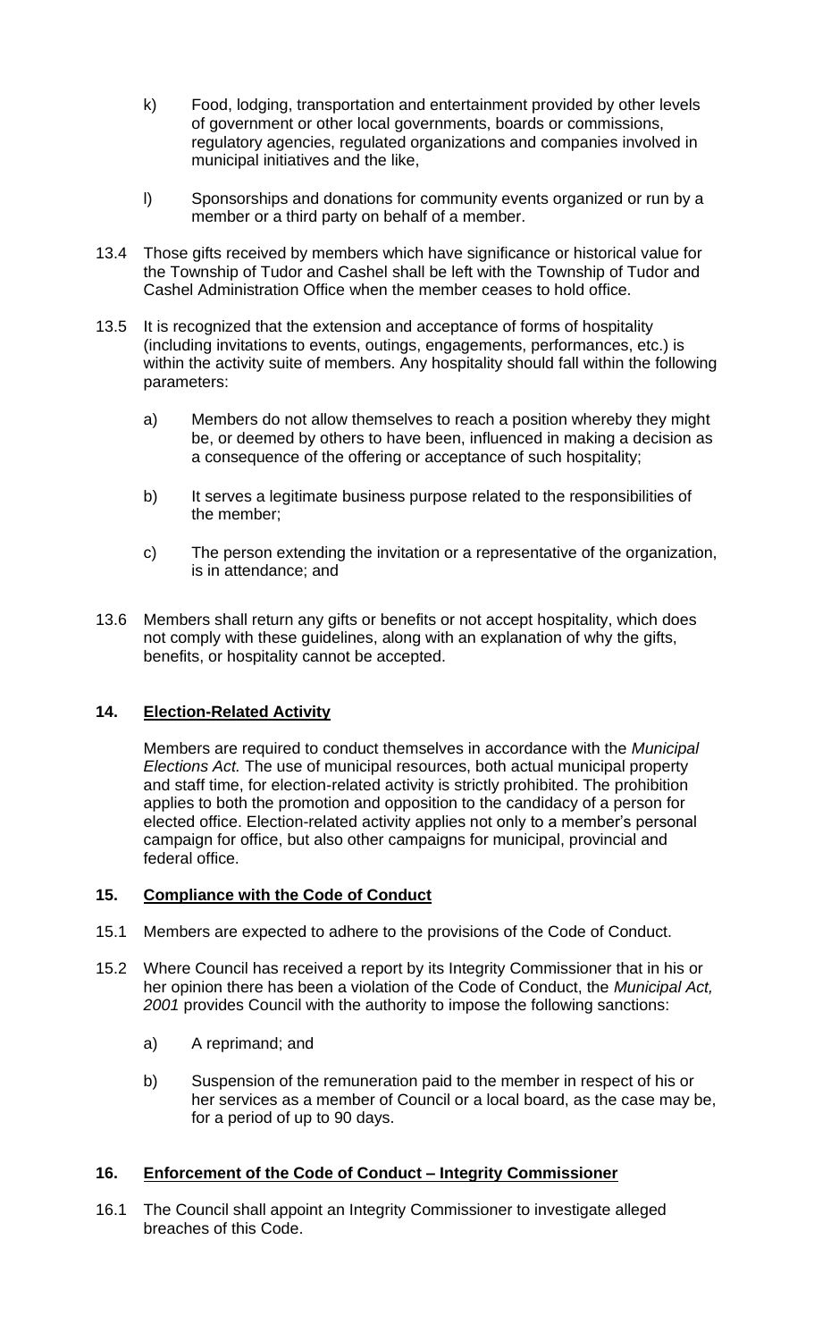k) Food, lodging, transportation and entertainment provided by other levels of government or other local governments, boards or commissions, regulatory agencies, regulated organizations and companies involved in municipal initiatives and the like,

l) Sponsorships and donations for community events organized or run by a member or a third party on behalf of a member.

13.4 Those gifts received by members which have significance or historical value for the Township of Tudor and Cashel shall be left with the Township of Tudor and Cashel Administration Office when the member ceases to hold office.

13.5 It is recognized that the extension and acceptance of forms of hospitality (including invitations to events, outings, engagements, performances, etc.) is within the activity suite of members. Any hospitality should fall within the following parameters:

a) Members do not allow themselves to reach a position whereby they might be, or deemed by others to have been, influenced in making a decision as a consequence of the offering or acceptance of such hospitality;

b) It serves a legitimate business purpose related to the responsibilities of the member;

c) The person extending the invitation or a representative of the organization, is in attendance; and

13.6 Members shall return any gifts or benefits or not accept hospitality, which does not comply with these guidelines, along with an explanation of why the gifts, benefits, or hospitality cannot be accepted.

## 14. Election-Related Activity

Members are required to conduct themselves in accordance with the *Municipal Elections Act.* The use of municipal resources, both actual municipal property and staff time, for election-related activity is strictly prohibited. The prohibition applies to both the promotion and opposition to the candidacy of a person for elected office. Election-related activity applies not only to a member's personal campaign for office, but also other campaigns for municipal, provincial and federal office.

## 15. Compliance with the Code of Conduct

15.1 Members are expected to adhere to the provisions of the Code of Conduct.

15.2 Where Council has received a report by its Integrity Commissioner that in his or her opinion there has been a violation of the Code of Conduct, the *Municipal Act, 2001* provides Council with the authority to impose the following sanctions:

a) A reprimand; and

b) Suspension of the remuneration paid to the member in respect of his or her services as a member of Council or a local board, as the case may be, for a period of up to 90 days.

## 16. Enforcement of the Code of Conduct – Integrity Commissioner

16.1 The Council shall appoint an Integrity Commissioner to investigate alleged breaches of this Code.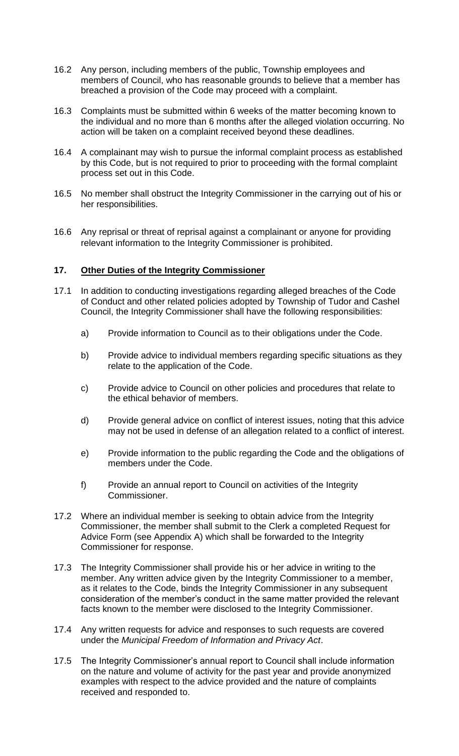16.2 Any person, including members of the public, Township employees and members of Council, who has reasonable grounds to believe that a member has breached a provision of the Code may proceed with a complaint.

16.3 Complaints must be submitted within 6 weeks of the matter becoming known to the individual and no more than 6 months after the alleged violation occurring. No action will be taken on a complaint received beyond these deadlines.

16.4 A complainant may wish to pursue the informal complaint process as established by this Code, but is not required to prior to proceeding with the formal complaint process set out in this Code.

16.5 No member shall obstruct the Integrity Commissioner in the carrying out of his or her responsibilities.

16.6 Any reprisal or threat of reprisal against a complainant or anyone for providing relevant information to the Integrity Commissioner is prohibited.

## 17. <u>Other Duties of the Integrity Commissioner</u>

17.1 In addition to conducting investigations regarding alleged breaches of the Code of Conduct and other related policies adopted by Township of Tudor and Cashel Council, the Integrity Commissioner shall have the following responsibilities:

a) Provide information to Council as to their obligations under the Code.

b) Provide advice to individual members regarding specific situations as they relate to the application of the Code.

c) Provide advice to Council on other policies and procedures that relate to the ethical behavior of members.

d) Provide general advice on conflict of interest issues, noting that this advice may not be used in defense of an allegation related to a conflict of interest.

e) Provide information to the public regarding the Code and the obligations of members under the Code.

f) Provide an annual report to Council on activities of the Integrity Commissioner.

17.2 Where an individual member is seeking to obtain advice from the Integrity Commissioner, the member shall submit to the Clerk a completed Request for Advice Form (see Appendix A) which shall be forwarded to the Integrity Commissioner for response.

17.3 The Integrity Commissioner shall provide his or her advice in writing to the member. Any written advice given by the Integrity Commissioner to a member, as it relates to the Code, binds the Integrity Commissioner in any subsequent consideration of the member's conduct in the same matter provided the relevant facts known to the member were disclosed to the Integrity Commissioner.

17.4 Any written requests for advice and responses to such requests are covered under the *Municipal Freedom of Information and Privacy Act*.

17.5 The Integrity Commissioner's annual report to Council shall include information on the nature and volume of activity for the past year and provide anonymized examples with respect to the advice provided and the nature of complaints received and responded to.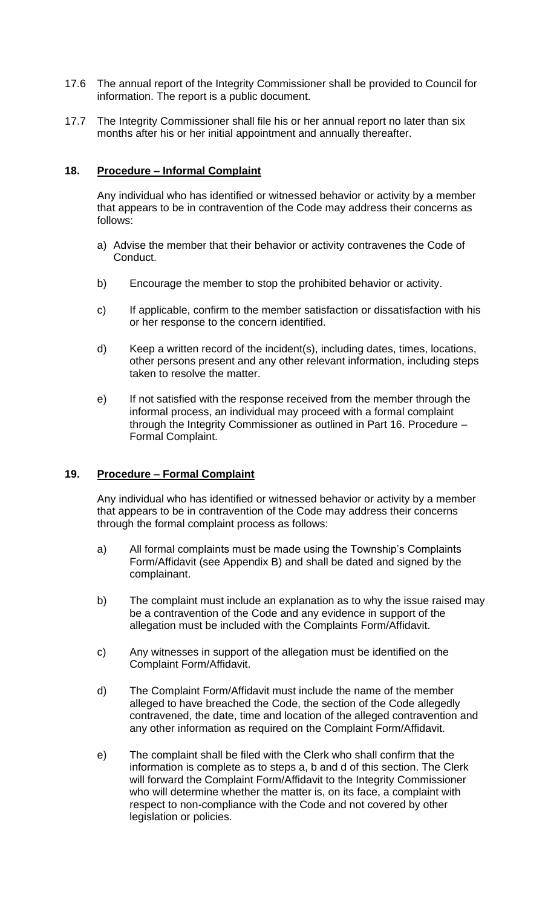17.6 The annual report of the Integrity Commissioner shall be provided to Council for information. The report is a public document.

17.7 The Integrity Commissioner shall file his or her annual report no later than six months after his or her initial appointment and annually thereafter.

## 18. Procedure – Informal Complaint

Any individual who has identified or witnessed behavior or activity by a member that appears to be in contravention of the Code may address their concerns as follows:

a) Advise the member that their behavior or activity contravenes the Code of Conduct.

b) Encourage the member to stop the prohibited behavior or activity.

c) If applicable, confirm to the member satisfaction or dissatisfaction with his or her response to the concern identified.

d) Keep a written record of the incident(s), including dates, times, locations, other persons present and any other relevant information, including steps taken to resolve the matter.

e) If not satisfied with the response received from the member through the informal process, an individual may proceed with a formal complaint through the Integrity Commissioner as outlined in Part 16. Procedure – Formal Complaint.

## 19. Procedure – Formal Complaint

Any individual who has identified or witnessed behavior or activity by a member that appears to be in contravention of the Code may address their concerns through the formal complaint process as follows:

a) All formal complaints must be made using the Township's Complaints Form/Affidavit (see Appendix B) and shall be dated and signed by the complainant.

b) The complaint must include an explanation as to why the issue raised may be a contravention of the Code and any evidence in support of the allegation must be included with the Complaints Form/Affidavit.

c) Any witnesses in support of the allegation must be identified on the Complaint Form/Affidavit.

d) The Complaint Form/Affidavit must include the name of the member alleged to have breached the Code, the section of the Code allegedly contravened, the date, time and location of the alleged contravention and any other information as required on the Complaint Form/Affidavit.

e) The complaint shall be filed with the Clerk who shall confirm that the information is complete as to steps a, b and d of this section. The Clerk will forward the Complaint Form/Affidavit to the Integrity Commissioner who will determine whether the matter is, on its face, a complaint with respect to non-compliance with the Code and not covered by other legislation or policies.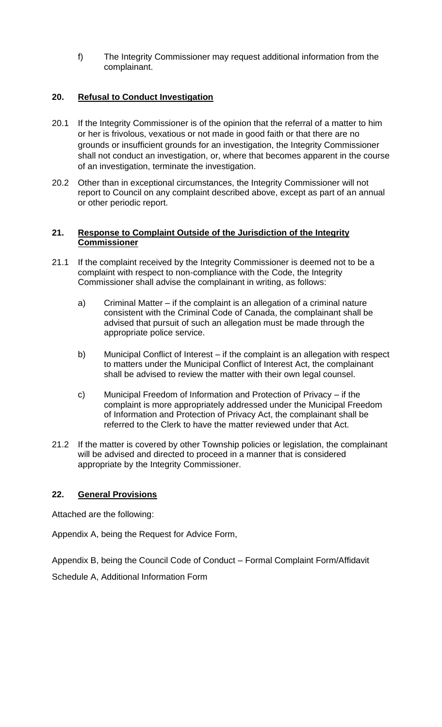f) The Integrity Commissioner may request additional information from the complainant.

## 20. Refusal to Conduct Investigation

20.1 If the Integrity Commissioner is of the opinion that the referral of a matter to him or her is frivolous, vexatious or not made in good faith or that there are no grounds or insufficient grounds for an investigation, the Integrity Commissioner shall not conduct an investigation, or, where that becomes apparent in the course of an investigation, terminate the investigation.

20.2 Other than in exceptional circumstances, the Integrity Commissioner will not report to Council on any complaint described above, except as part of an annual or other periodic report.

## 21. Response to Complaint Outside of the Jurisdiction of the Integrity Commissioner

21.1 If the complaint received by the Integrity Commissioner is deemed not to be a complaint with respect to non-compliance with the Code, the Integrity Commissioner shall advise the complainant in writing, as follows:

a) Criminal Matter – if the complaint is an allegation of a criminal nature consistent with the Criminal Code of Canada, the complainant shall be advised that pursuit of such an allegation must be made through the appropriate police service.

b) Municipal Conflict of Interest – if the complaint is an allegation with respect to matters under the Municipal Conflict of Interest Act, the complainant shall be advised to review the matter with their own legal counsel.

c) Municipal Freedom of Information and Protection of Privacy – if the complaint is more appropriately addressed under the Municipal Freedom of Information and Protection of Privacy Act, the complainant shall be referred to the Clerk to have the matter reviewed under that Act.

21.2 If the matter is covered by other Township policies or legislation, the complainant will be advised and directed to proceed in a manner that is considered appropriate by the Integrity Commissioner.

## 22. General Provisions

Attached are the following:

Appendix A, being the Request for Advice Form,

Appendix B, being the Council Code of Conduct – Formal Complaint Form/Affidavit

Schedule A, Additional Information Form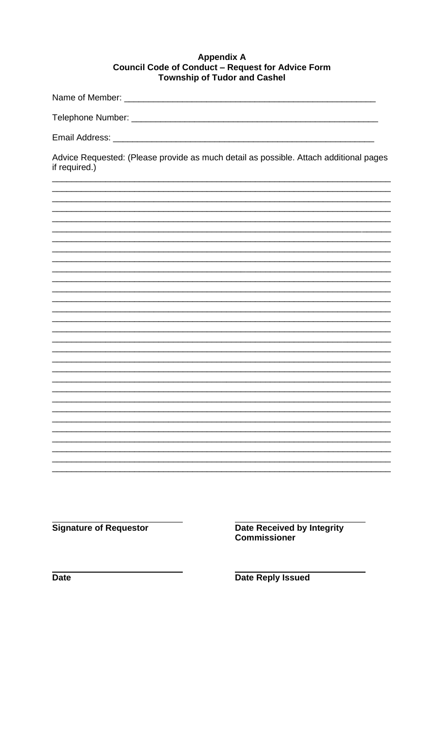**Appendix A**
**Council Code of Conduct – Request for Advice Form**
**Township of Tudor and Cashel**

Name of Member: ______________________________________________________

Telephone Number: ____________________________________________________

Email Address: _______________________________________________________

Advice Requested: (Please provide as much detail as possible. Attach additional pages if required.)

_______________________________________________________________________
_______________________________________________________________________
_______________________________________________________________________
_______________________________________________________________________
_______________________________________________________________________
_______________________________________________________________________
_______________________________________________________________________
_______________________________________________________________________
_______________________________________________________________________
_______________________________________________________________________
_______________________________________________________________________
_______________________________________________________________________
_______________________________________________________________________
_______________________________________________________________________
_______________________________________________________________________
_______________________________________________________________________
_______________________________________________________________________
_______________________________________________________________________
_______________________________________________________________________
_______________________________________________________________________
_______________________________________________________________________
_______________________________________________________________________
_______________________________________________________________________
_______________________________________________________________________
_______________________________________________________________________
_______________________________________________________________________
_______________________________________________________________________
_______________________________________________________________________
_______________________________________________________________________
_______________________________________________________________________
_______________________________________________________________________
_______________________________________________________________________
_______________________________________________________________________
_______________________________________________________________________

| | |
|---|---|
| ____________________________ | ____________________________ |
| **Signature of Requestor** | **Date Received by Integrity Commissioner** |
| ____________________________ | ____________________________ |
| **Date** | **Date Reply Issued** |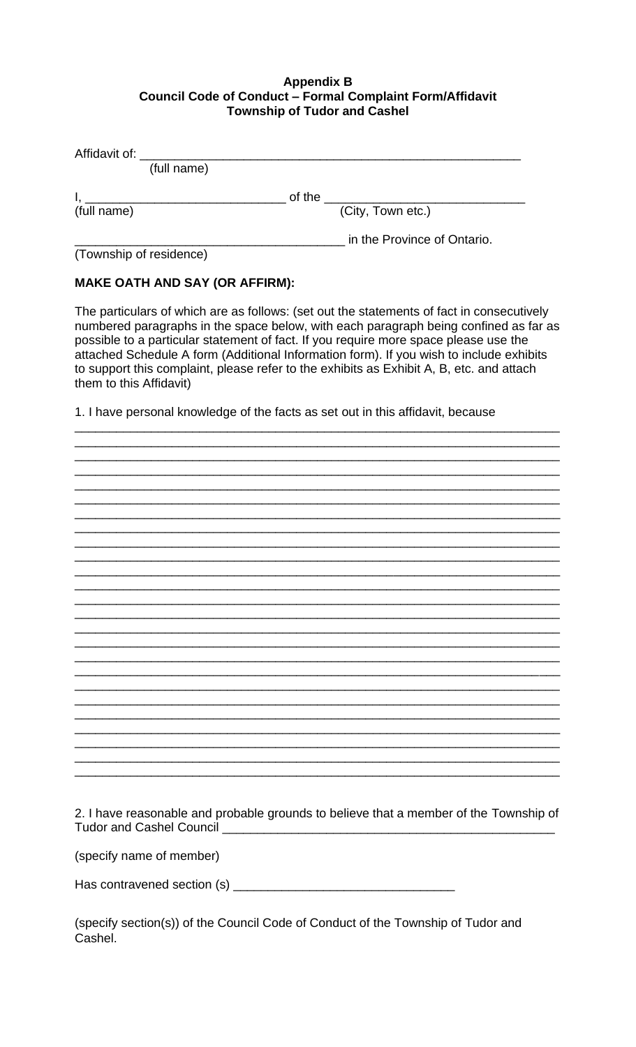**Appendix B**
**Council Code of Conduct – Formal Complaint Form/Affidavit**
**Township of Tudor and Cashel**

Affidavit of: ________________________________________________________
(full name)

I, ______________________________ of the ______________________________
(full name) (City, Town etc.)

______________________________________ in the Province of Ontario.
(Township of residence)

**MAKE OATH AND SAY (OR AFFIRM):**

The particulars of which are as follows: (set out the statements of fact in consecutively numbered paragraphs in the space below, with each paragraph being confined as far as possible to a particular statement of fact. If you require more space please use the attached Schedule A form (Additional Information form). If you wish to include exhibits to support this complaint, please refer to the exhibits as Exhibit A, B, etc. and attach them to this Affidavit)

1. I have personal knowledge of the facts as set out in this affidavit, because
_________________________________________________________________________
_________________________________________________________________________
_________________________________________________________________________
_________________________________________________________________________
_________________________________________________________________________
_________________________________________________________________________
_________________________________________________________________________
_________________________________________________________________________
_________________________________________________________________________
_________________________________________________________________________
_________________________________________________________________________
_________________________________________________________________________
_________________________________________________________________________
_________________________________________________________________________
_________________________________________________________________________
_________________________________________________________________________
_________________________________________________________________________
_________________________________________________________________________
_________________________________________________________________________
_________________________________________________________________________
_________________________________________________________________________
_________________________________________________________________________
_________________________________________________________________________
_________________________________________________________________________
_________________________________________________________________________

2. I have reasonable and probable grounds to believe that a member of the Township of Tudor and Cashel Council __________________________________________________

(specify name of member)

Has contravened section (s) ________________________________

(specify section(s)) of the Council Code of Conduct of the Township of Tudor and Cashel.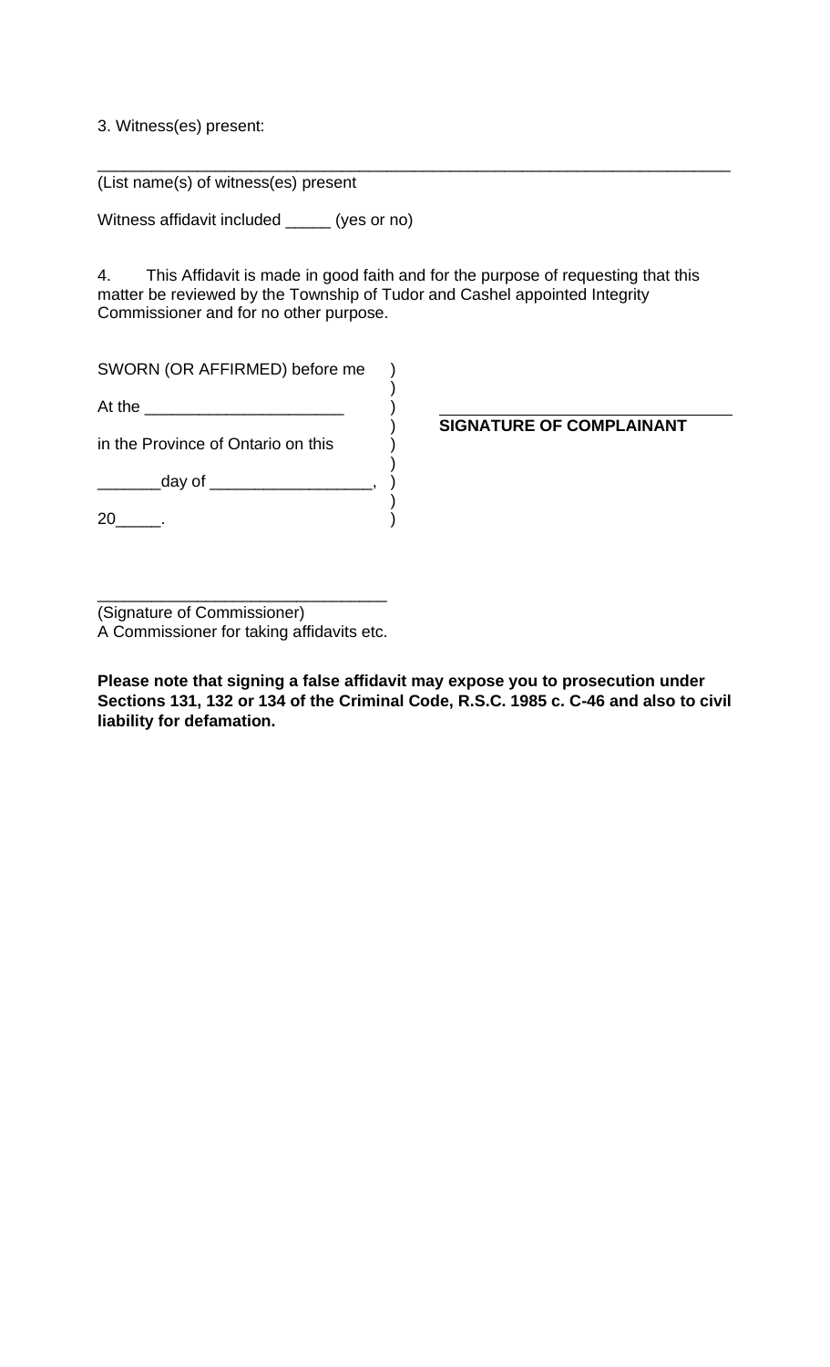3. Witness(es) present:

___________________________________________________________________________
(List name(s) of witness(es) present

Witness affidavit included _____ (yes or no)

4. This Affidavit is made in good faith and for the purpose of requesting that this matter be reviewed by the Township of Tudor and Cashel appointed Integrity Commissioner and for no other purpose.

SWORN (OR AFFIRMED) before me )
)
At the ______________________ )
) ________________________________
in the Province of Ontario on this ) **SIGNATURE OF COMPLAINANT**
)
_______day of _________________, )
)
20_____. )

________________________________
(Signature of Commissioner)
A Commissioner for taking affidavits etc.

**Please note that signing a false affidavit may expose you to prosecution under Sections 131, 132 or 134 of the Criminal Code, R.S.C. 1985 c. C-46 and also to civil liability for defamation.**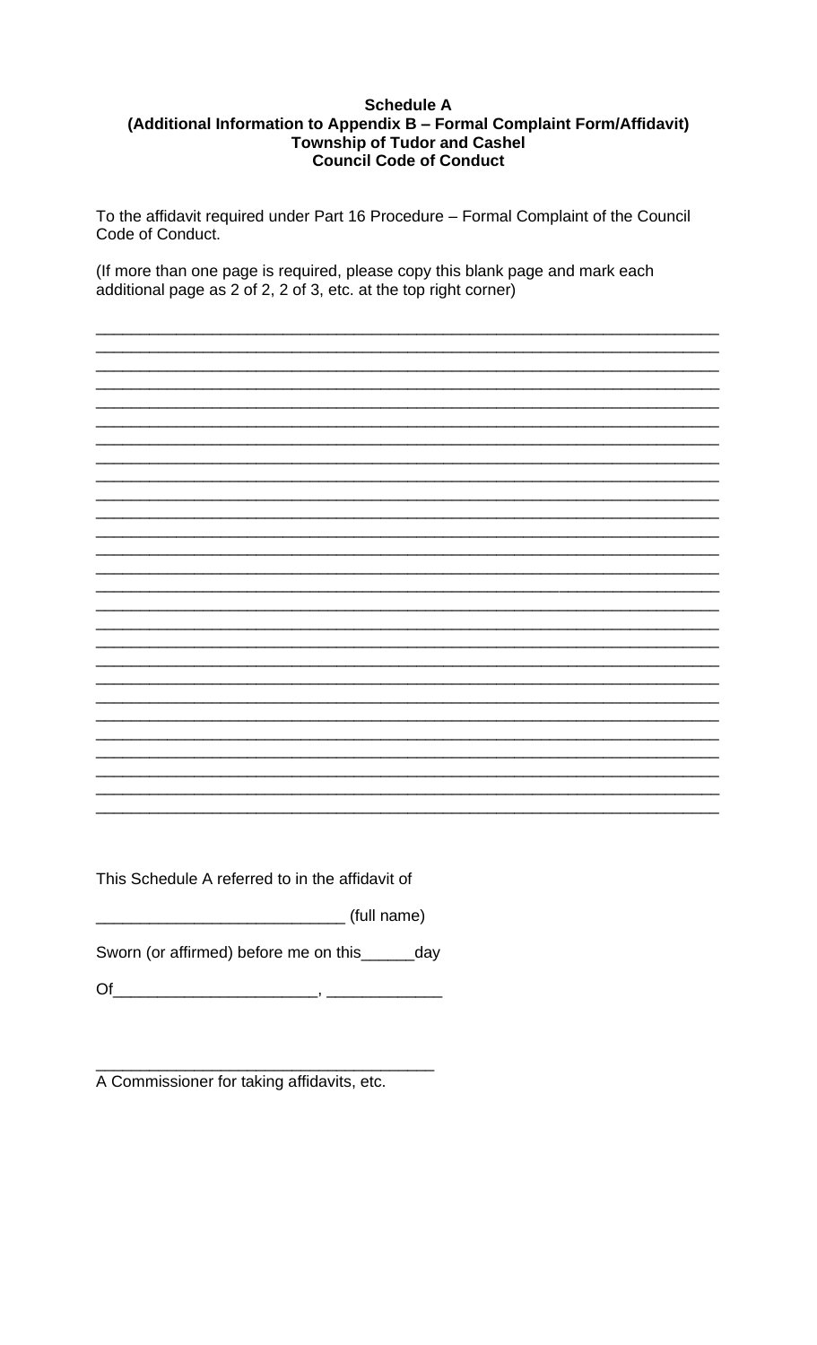**Schedule A**
**(Additional Information to Appendix B – Formal Complaint Form/Affidavit)**
**Township of Tudor and Cashel**
**Council Code of Conduct**

To the affidavit required under Part 16 Procedure – Formal Complaint of the Council Code of Conduct.

(If more than one page is required, please copy this blank page and mark each additional page as 2 of 2, 2 of 3, etc. at the top right corner)

\_\_\_\_\_\_\_\_\_\_\_\_\_\_\_\_\_\_\_\_\_\_\_\_\_\_\_\_\_\_\_\_\_\_\_\_\_\_\_\_\_\_\_\_\_\_\_\_\_\_\_\_\_\_\_\_\_\_\_\_\_\_\_\_\_\_\_\_\_\_\_\_
\_\_\_\_\_\_\_\_\_\_\_\_\_\_\_\_\_\_\_\_\_\_\_\_\_\_\_\_\_\_\_\_\_\_\_\_\_\_\_\_\_\_\_\_\_\_\_\_\_\_\_\_\_\_\_\_\_\_\_\_\_\_\_\_\_\_\_\_\_\_\_\_
\_\_\_\_\_\_\_\_\_\_\_\_\_\_\_\_\_\_\_\_\_\_\_\_\_\_\_\_\_\_\_\_\_\_\_\_\_\_\_\_\_\_\_\_\_\_\_\_\_\_\_\_\_\_\_\_\_\_\_\_\_\_\_\_\_\_\_\_\_\_\_\_
\_\_\_\_\_\_\_\_\_\_\_\_\_\_\_\_\_\_\_\_\_\_\_\_\_\_\_\_\_\_\_\_\_\_\_\_\_\_\_\_\_\_\_\_\_\_\_\_\_\_\_\_\_\_\_\_\_\_\_\_\_\_\_\_\_\_\_\_\_\_\_\_
\_\_\_\_\_\_\_\_\_\_\_\_\_\_\_\_\_\_\_\_\_\_\_\_\_\_\_\_\_\_\_\_\_\_\_\_\_\_\_\_\_\_\_\_\_\_\_\_\_\_\_\_\_\_\_\_\_\_\_\_\_\_\_\_\_\_\_\_\_\_\_\_
\_\_\_\_\_\_\_\_\_\_\_\_\_\_\_\_\_\_\_\_\_\_\_\_\_\_\_\_\_\_\_\_\_\_\_\_\_\_\_\_\_\_\_\_\_\_\_\_\_\_\_\_\_\_\_\_\_\_\_\_\_\_\_\_\_\_\_\_\_\_\_\_
\_\_\_\_\_\_\_\_\_\_\_\_\_\_\_\_\_\_\_\_\_\_\_\_\_\_\_\_\_\_\_\_\_\_\_\_\_\_\_\_\_\_\_\_\_\_\_\_\_\_\_\_\_\_\_\_\_\_\_\_\_\_\_\_\_\_\_\_\_\_\_\_
\_\_\_\_\_\_\_\_\_\_\_\_\_\_\_\_\_\_\_\_\_\_\_\_\_\_\_\_\_\_\_\_\_\_\_\_\_\_\_\_\_\_\_\_\_\_\_\_\_\_\_\_\_\_\_\_\_\_\_\_\_\_\_\_\_\_\_\_\_\_\_\_
\_\_\_\_\_\_\_\_\_\_\_\_\_\_\_\_\_\_\_\_\_\_\_\_\_\_\_\_\_\_\_\_\_\_\_\_\_\_\_\_\_\_\_\_\_\_\_\_\_\_\_\_\_\_\_\_\_\_\_\_\_\_\_\_\_\_\_\_\_\_\_\_
\_\_\_\_\_\_\_\_\_\_\_\_\_\_\_\_\_\_\_\_\_\_\_\_\_\_\_\_\_\_\_\_\_\_\_\_\_\_\_\_\_\_\_\_\_\_\_\_\_\_\_\_\_\_\_\_\_\_\_\_\_\_\_\_\_\_\_\_\_\_\_\_
\_\_\_\_\_\_\_\_\_\_\_\_\_\_\_\_\_\_\_\_\_\_\_\_\_\_\_\_\_\_\_\_\_\_\_\_\_\_\_\_\_\_\_\_\_\_\_\_\_\_\_\_\_\_\_\_\_\_\_\_\_\_\_\_\_\_\_\_\_\_\_\_
\_\_\_\_\_\_\_\_\_\_\_\_\_\_\_\_\_\_\_\_\_\_\_\_\_\_\_\_\_\_\_\_\_\_\_\_\_\_\_\_\_\_\_\_\_\_\_\_\_\_\_\_\_\_\_\_\_\_\_\_\_\_\_\_\_\_\_\_\_\_\_\_
\_\_\_\_\_\_\_\_\_\_\_\_\_\_\_\_\_\_\_\_\_\_\_\_\_\_\_\_\_\_\_\_\_\_\_\_\_\_\_\_\_\_\_\_\_\_\_\_\_\_\_\_\_\_\_\_\_\_\_\_\_\_\_\_\_\_\_\_\_\_\_\_
\_\_\_\_\_\_\_\_\_\_\_\_\_\_\_\_\_\_\_\_\_\_\_\_\_\_\_\_\_\_\_\_\_\_\_\_\_\_\_\_\_\_\_\_\_\_\_\_\_\_\_\_\_\_\_\_\_\_\_\_\_\_\_\_\_\_\_\_\_\_\_\_
\_\_\_\_\_\_\_\_\_\_\_\_\_\_\_\_\_\_\_\_\_\_\_\_\_\_\_\_\_\_\_\_\_\_\_\_\_\_\_\_\_\_\_\_\_\_\_\_\_\_\_\_\_\_\_\_\_\_\_\_\_\_\_\_\_\_\_\_\_\_\_\_
\_\_\_\_\_\_\_\_\_\_\_\_\_\_\_\_\_\_\_\_\_\_\_\_\_\_\_\_\_\_\_\_\_\_\_\_\_\_\_\_\_\_\_\_\_\_\_\_\_\_\_\_\_\_\_\_\_\_\_\_\_\_\_\_\_\_\_\_\_\_\_\_
\_\_\_\_\_\_\_\_\_\_\_\_\_\_\_\_\_\_\_\_\_\_\_\_\_\_\_\_\_\_\_\_\_\_\_\_\_\_\_\_\_\_\_\_\_\_\_\_\_\_\_\_\_\_\_\_\_\_\_\_\_\_\_\_\_\_\_\_\_\_\_\_
\_\_\_\_\_\_\_\_\_\_\_\_\_\_\_\_\_\_\_\_\_\_\_\_\_\_\_\_\_\_\_\_\_\_\_\_\_\_\_\_\_\_\_\_\_\_\_\_\_\_\_\_\_\_\_\_\_\_\_\_\_\_\_\_\_\_\_\_\_\_\_\_
\_\_\_\_\_\_\_\_\_\_\_\_\_\_\_\_\_\_\_\_\_\_\_\_\_\_\_\_\_\_\_\_\_\_\_\_\_\_\_\_\_\_\_\_\_\_\_\_\_\_\_\_\_\_\_\_\_\_\_\_\_\_\_\_\_\_\_\_\_\_\_\_
\_\_\_\_\_\_\_\_\_\_\_\_\_\_\_\_\_\_\_\_\_\_\_\_\_\_\_\_\_\_\_\_\_\_\_\_\_\_\_\_\_\_\_\_\_\_\_\_\_\_\_\_\_\_\_\_\_\_\_\_\_\_\_\_\_\_\_\_\_\_\_\_
\_\_\_\_\_\_\_\_\_\_\_\_\_\_\_\_\_\_\_\_\_\_\_\_\_\_\_\_\_\_\_\_\_\_\_\_\_\_\_\_\_\_\_\_\_\_\_\_\_\_\_\_\_\_\_\_\_\_\_\_\_\_\_\_\_\_\_\_\_\_\_\_
\_\_\_\_\_\_\_\_\_\_\_\_\_\_\_\_\_\_\_\_\_\_\_\_\_\_\_\_\_\_\_\_\_\_\_\_\_\_\_\_\_\_\_\_\_\_\_\_\_\_\_\_\_\_\_\_\_\_\_\_\_\_\_\_\_\_\_\_\_\_\_\_
\_\_\_\_\_\_\_\_\_\_\_\_\_\_\_\_\_\_\_\_\_\_\_\_\_\_\_\_\_\_\_\_\_\_\_\_\_\_\_\_\_\_\_\_\_\_\_\_\_\_\_\_\_\_\_\_\_\_\_\_\_\_\_\_\_\_\_\_\_\_\_\_
\_\_\_\_\_\_\_\_\_\_\_\_\_\_\_\_\_\_\_\_\_\_\_\_\_\_\_\_\_\_\_\_\_\_\_\_\_\_\_\_\_\_\_\_\_\_\_\_\_\_\_\_\_\_\_\_\_\_\_\_\_\_\_\_\_\_\_\_\_\_\_\_
\_\_\_\_\_\_\_\_\_\_\_\_\_\_\_\_\_\_\_\_\_\_\_\_\_\_\_\_\_\_\_\_\_\_\_\_\_\_\_\_\_\_\_\_\_\_\_\_\_\_\_\_\_\_\_\_\_\_\_\_\_\_\_\_\_\_\_\_\_\_\_\_
\_\_\_\_\_\_\_\_\_\_\_\_\_\_\_\_\_\_\_\_\_\_\_\_\_\_\_\_\_\_\_\_\_\_\_\_\_\_\_\_\_\_\_\_\_\_\_\_\_\_\_\_\_\_\_\_\_\_\_\_\_\_\_\_\_\_\_\_\_\_\_\_
\_\_\_\_\_\_\_\_\_\_\_\_\_\_\_\_\_\_\_\_\_\_\_\_\_\_\_\_\_\_\_\_\_\_\_\_\_\_\_\_\_\_\_\_\_\_\_\_\_\_\_\_\_\_\_\_\_\_\_\_\_\_\_\_\_\_\_\_\_\_\_\_

This Schedule A referred to in the affidavit of

\_\_\_\_\_\_\_\_\_\_\_\_\_\_\_\_\_\_\_\_\_\_\_\_\_\_\_ (full name)

Sworn (or affirmed) before me on this\_\_\_\_\_\_day

Of\_\_\_\_\_\_\_\_\_\_\_\_\_\_\_\_\_\_\_\_\_\_, \_\_\_\_\_\_\_\_\_\_\_\_\_

\_\_\_\_\_\_\_\_\_\_\_\_\_\_\_\_\_\_\_\_\_\_\_\_\_\_\_\_\_\_\_\_\_\_\_\_\_\_
A Commissioner for taking affidavits, etc.